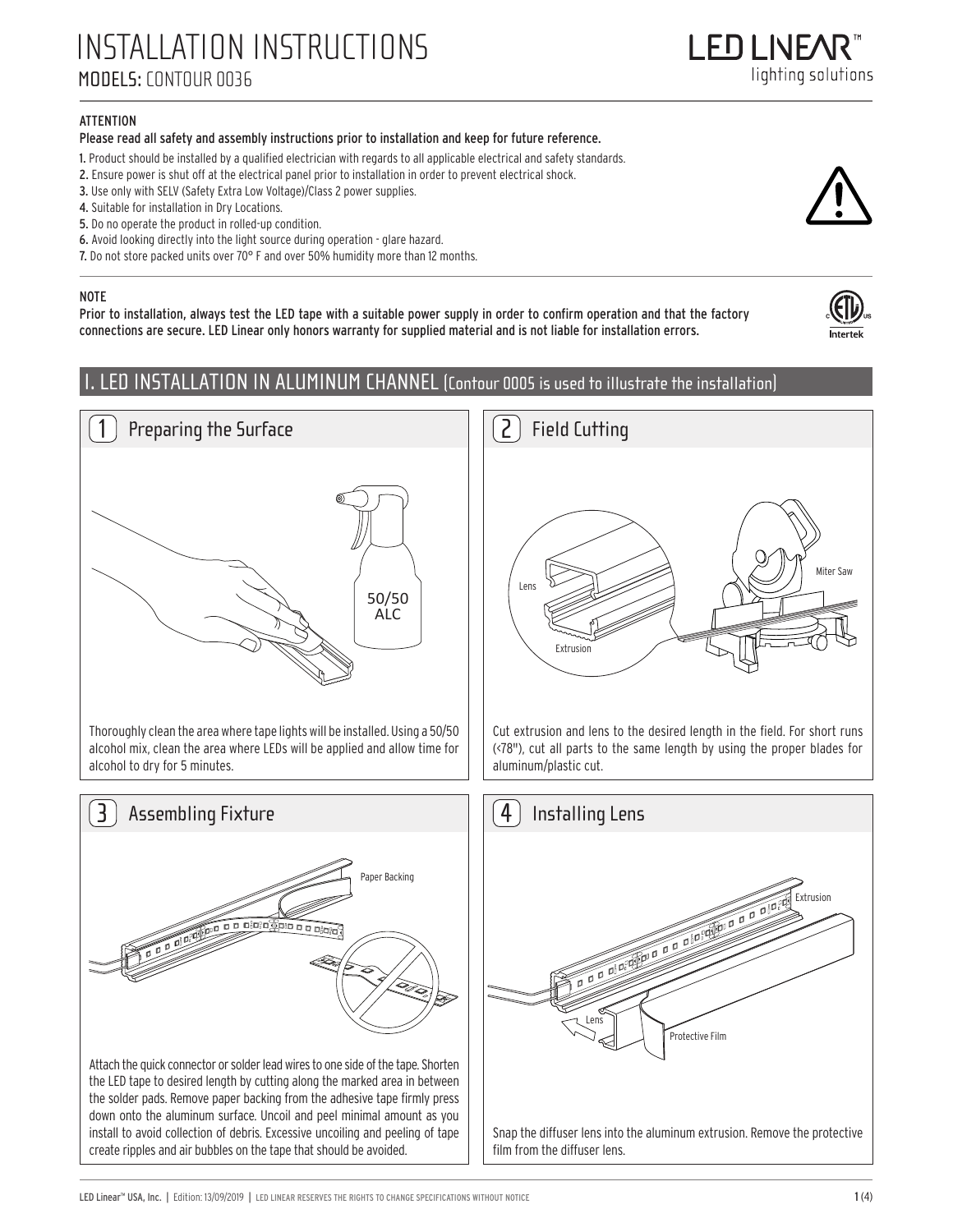# INSTALLATION INSTRUCTIONS

## MODELS: CONTOUR 0036

LED LINEAR™ lighting solutions

**ATTENTION**

**Please read all safety and assembly instructions prior to installation and keep for future reference.**

1. Product should be installed by a qualified electrician with regards to all applicable electrical and safety standards.
2. Ensure power is shut off at the electrical panel prior to installation in order to prevent electrical shock.
3. Use only with SELV (Safety Extra Low Voltage)/Class 2 power supplies.
4. Suitable for installation in Dry Locations.
5. Do no operate the product in rolled-up condition.
6. Avoid looking directly into the light source during operation - glare hazard.
7. Do not store packed units over 70° F and over 50% humidity more than 12 months.

**NOTE**

**Prior to installation, always test the LED tape with a suitable power supply in order to confirm operation and that the factory connections are secure. LED Linear only honors warranty for supplied material and is not liable for installation errors.**

## I. LED INSTALLATION IN ALUMINUM CHANNEL (Contour 0005 is used to illustrate the installation)

### 1 Preparing the Surface

50/50 ALC

Thoroughly clean the area where tape lights will be installed. Using a 50/50 alcohol mix, clean the area where LEDs will be applied and allow time for alcohol to dry for 5 minutes.

### 2 Field Cutting

Lens, Extrusion, Miter Saw

Cut extrusion and lens to the desired length in the field. For short runs (<78"), cut all parts to the same length by using the proper blades for aluminum/plastic cut.

### 3 Assembling Fixture

Paper Backing

Attach the quick connector or solder lead wires to one side of the tape. Shorten the LED tape to desired length by cutting along the marked area in between the solder pads. Remove paper backing from the adhesive tape firmly press down onto the aluminum surface. Uncoil and peel minimal amount as you install to avoid collection of debris. Excessive uncoiling and peeling of tape create ripples and air bubbles on the tape that should be avoided.

### 4 Installing Lens

Extrusion, Lens, Protective Film

Snap the diffuser lens into the aluminum extrusion. Remove the protective film from the diffuser lens.

LED Linear™ USA, Inc. | Edition: 13/09/2019 | LED LINEAR RESERVES THE RIGHTS TO CHANGE SPECIFICATIONS WITHOUT NOTICE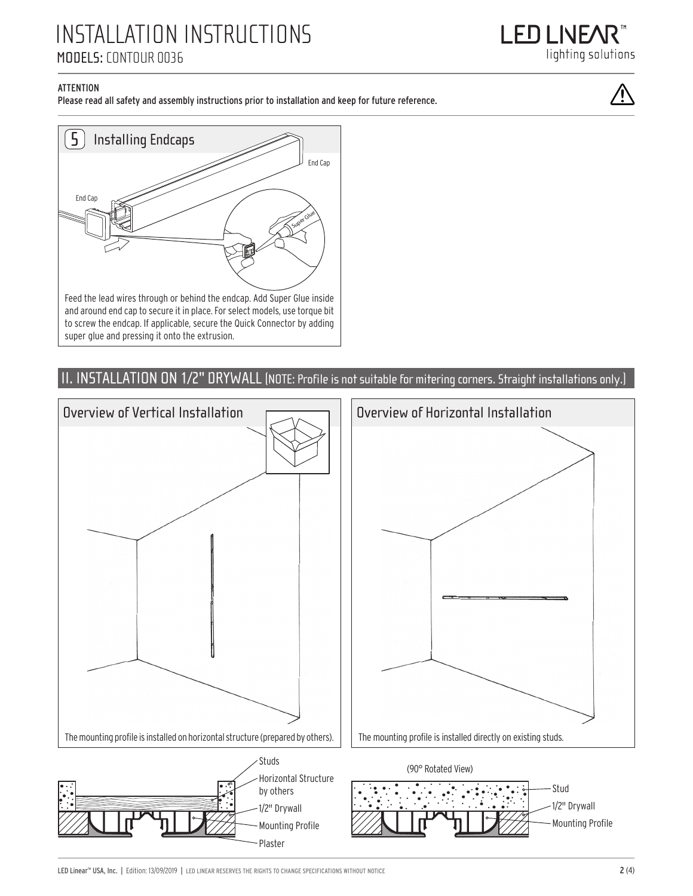# INSTALLATION INSTRUCTIONS

MODELS: CONTOUR 0036

**ATTENTION**
**Please read all safety and assembly instructions prior to installation and keep for future reference.**

## 5 Installing Endcaps

End Cap

End Cap

Super Glue

Feed the lead wires through or behind the endcap. Add Super Glue inside and around end cap to secure it in place. For select models, use torque bit to screw the endcap. If applicable, secure the Quick Connector by adding super glue and pressing it onto the extrusion.

## II. INSTALLATION ON 1/2" DRYWALL (NOTE: Profile is not suitable for mitering corners. Straight installations only.)

### Overview of Vertical Installation

The mounting profile is installed on horizontal structure (prepared by others).

Studs
Horizontal Structure by others
1/2" Drywall
Mounting Profile
Plaster

### Overview of Horizontal Installation

The mounting profile is installed directly on existing studs.

(90° Rotated View)

Stud
1/2" Drywall
Mounting Profile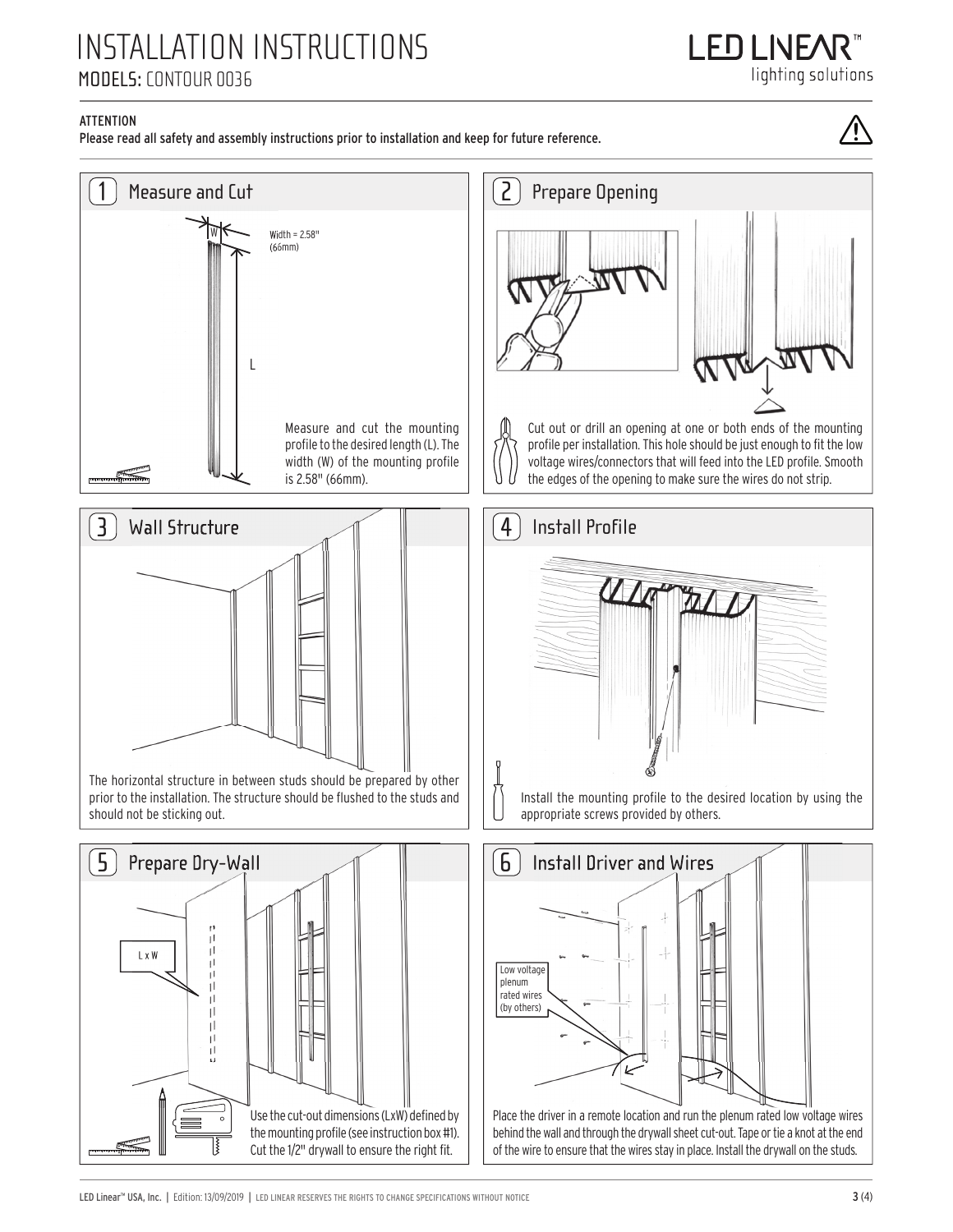# INSTALLATION INSTRUCTIONS

## MODELS: CONTOUR 0036

LED LINEAR™ lighting solutions

**ATTENTION**
**Please read all safety and assembly instructions prior to installation and keep for future reference.**

### 1 Measure and Cut

W

Width = 2.58" (66mm)

L

Measure and cut the mounting profile to the desired length (L). The width (W) of the mounting profile is 2.58" (66mm).

### 2 Prepare Opening

Cut out or drill an opening at one or both ends of the mounting profile per installation. This hole should be just enough to fit the low voltage wires/connectors that will feed into the LED profile. Smooth the edges of the opening to make sure the wires do not strip.

### 3 Wall Structure

The horizontal structure in between studs should be prepared by other prior to the installation. The structure should be flushed to the studs and should not be sticking out.

### 4 Install Profile

Install the mounting profile to the desired location by using the appropriate screws provided by others.

### 5 Prepare Dry-Wall

L x W

Use the cut-out dimensions (LxW) defined by the mounting profile (see instruction box #1). Cut the 1/2" drywall to ensure the right fit.

### 6 Install Driver and Wires

Low voltage plenum rated wires (by others)

Place the driver in a remote location and run the plenum rated low voltage wires behind the wall and through the drywall sheet cut-out. Tape or tie a knot at the end of the wire to ensure that the wires stay in place. Install the drywall on the studs.

LED Linear™ USA, Inc. | Edition: 13/09/2019 | LED LINEAR RESERVES THE RIGHTS TO CHANGE SPECIFICATIONS WITHOUT NOTICE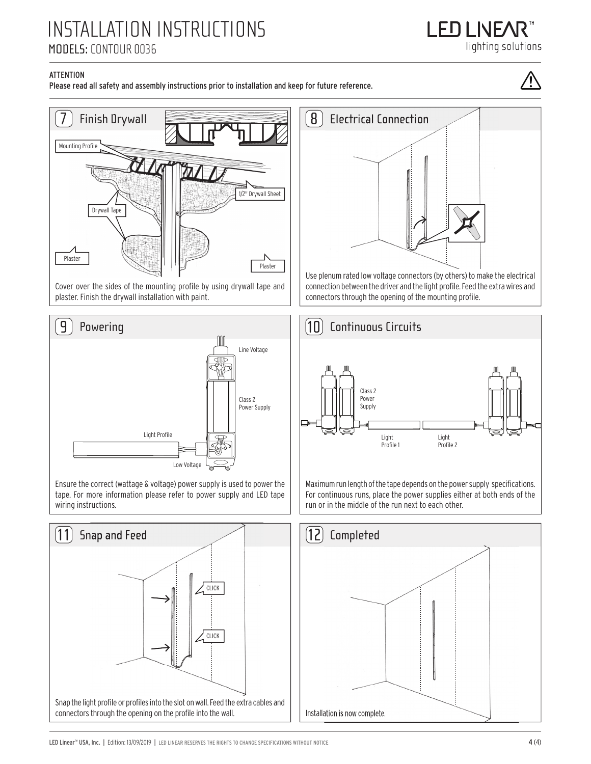# INSTALLATION INSTRUCTIONS

MODELS: CONTOUR 0036

**ATTENTION**

**Please read all safety and assembly instructions prior to installation and keep for future reference.**

## 7 Finish Drywall

Mounting Profile

1/2" Drywall Sheet

Drywall Tape

Plaster

Plaster

Cover over the sides of the mounting profile by using drywall tape and plaster. Finish the drywall installation with paint.

## 8 Electrical Connection

Use plenum rated low voltage connectors (by others) to make the electrical connection between the driver and the light profile. Feed the extra wires and connectors through the opening of the mounting profile.

## 9 Powering

Line Voltage

Class 2 Power Supply

Light Profile

Low Voltage

Ensure the correct (wattage & voltage) power supply is used to power the tape. For more information please refer to power supply and LED tape wiring instructions.

## 10 Continuous Circuits

Class 2 Power Supply

Light Profile 1

Light Profile 2

Maximum run length of the tape depends on the power supply specifications. For continuous runs, place the power supplies either at both ends of the run or in the middle of the run next to each other.

## 11 Snap and Feed

CLICK

CLICK

Snap the light profile or profiles into the slot on wall. Feed the extra cables and connectors through the opening on the profile into the wall.

## 12 Completed

Installation is now complete.